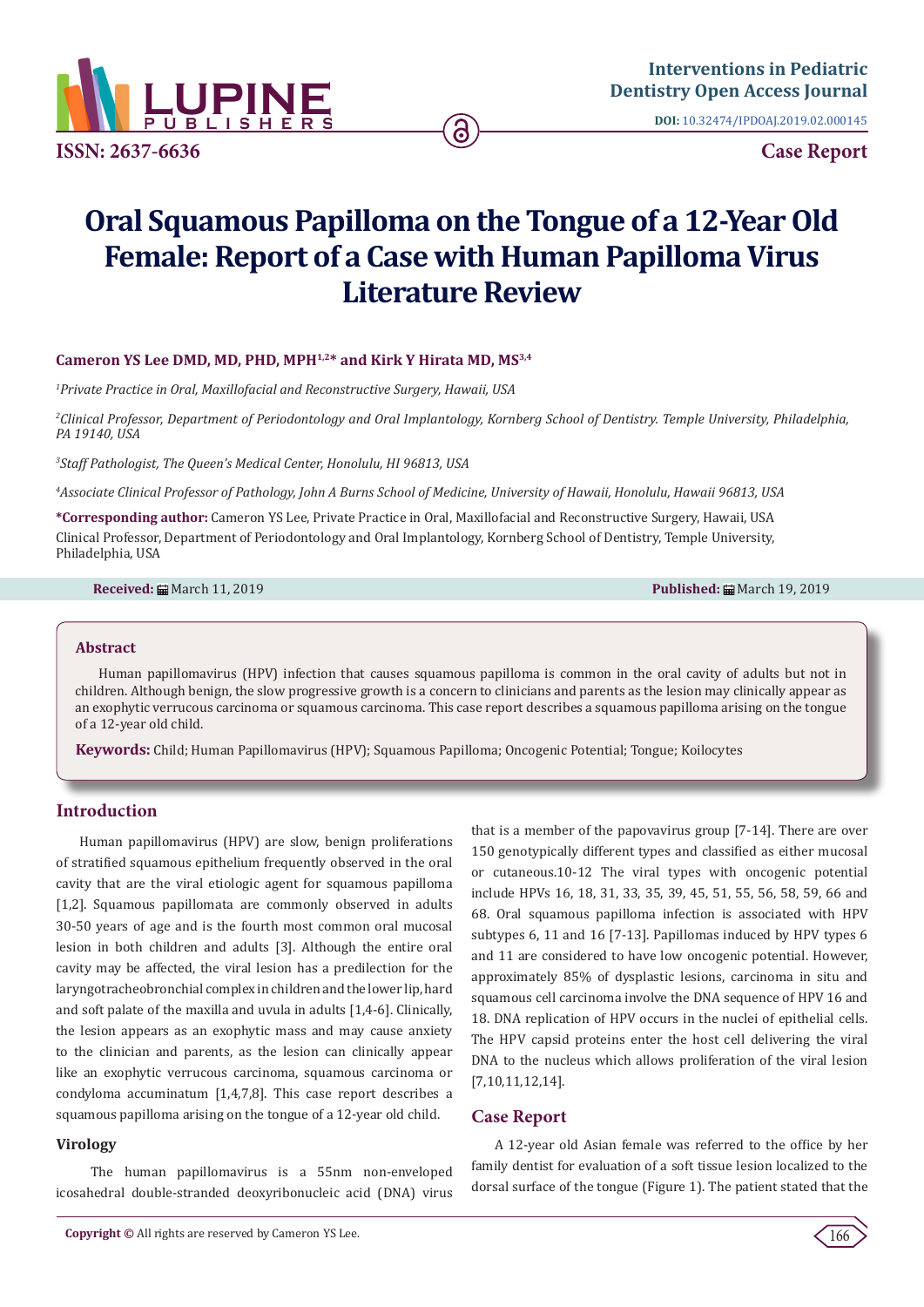# Oral Squamous Papilloma on the Tongue of a 12-Year Old Female: Report of a Case with Human Papilloma Virus Literature Review

**Cameron YS Lee DMD, MD, PHD, MPH[1,2]* and Kirk Y Hirata MD, MS[3,4]**

[1]*Private Practice in Oral, Maxillofacial and Reconstructive Surgery, Hawaii, USA*

[2]*Clinical Professor, Department of Periodontology and Oral Implantology, Kornberg School of Dentistry. Temple University, Philadelphia, PA 19140, USA*

[3]*Staff Pathologist, The Queen's Medical Center, Honolulu, HI 96813, USA*

[4]*Associate Clinical Professor of Pathology, John A Burns School of Medicine, University of Hawaii, Honolulu, Hawaii 96813, USA*

**\*Corresponding author:** Cameron YS Lee, Private Practice in Oral, Maxillofacial and Reconstructive Surgery, Hawaii, USA
Clinical Professor, Department of Periodontology and Oral Implantology, Kornberg School of Dentistry, Temple University, Philadelphia, USA

**Received:** March 11, 2019 **Published:** March 19, 2019

## Abstract

Human papillomavirus (HPV) infection that causes squamous papilloma is common in the oral cavity of adults but not in children. Although benign, the slow progressive growth is a concern to clinicians and parents as the lesion may clinically appear as an exophytic verrucous carcinoma or squamous carcinoma. This case report describes a squamous papilloma arising on the tongue of a 12-year old child.

**Keywords:** Child; Human Papillomavirus (HPV); Squamous Papilloma; Oncogenic Potential; Tongue; Koilocytes

## Introduction

Human papillomavirus (HPV) are slow, benign proliferations of stratified squamous epithelium frequently observed in the oral cavity that are the viral etiologic agent for squamous papilloma [1,2]. Squamous papillomata are commonly observed in adults 30-50 years of age and is the fourth most common oral mucosal lesion in both children and adults [3]. Although the entire oral cavity may be affected, the viral lesion has a predilection for the laryngotracheobronchial complex in children and the lower lip, hard and soft palate of the maxilla and uvula in adults [1,4-6]. Clinically, the lesion appears as an exophytic mass and may cause anxiety to the clinician and parents, as the lesion can clinically appear like an exophytic verrucous carcinoma, squamous carcinoma or condyloma accuminatum [1,4,7,8]. This case report describes a squamous papilloma arising on the tongue of a 12-year old child.

### Virology

The human papillomavirus is a 55nm non-enveloped icosahedral double-stranded deoxyribonucleic acid (DNA) virus that is a member of the papovavirus group [7-14]. There are over 150 genotypically different types and classified as either mucosal or cutaneous.10-12 The viral types with oncogenic potential include HPVs 16, 18, 31, 33, 35, 39, 45, 51, 55, 56, 58, 59, 66 and 68. Oral squamous papilloma infection is associated with HPV subtypes 6, 11 and 16 [7-13]. Papillomas induced by HPV types 6 and 11 are considered to have low oncogenic potential. However, approximately 85% of dysplastic lesions, carcinoma in situ and squamous cell carcinoma involve the DNA sequence of HPV 16 and 18. DNA replication of HPV occurs in the nuclei of epithelial cells. The HPV capsid proteins enter the host cell delivering the viral DNA to the nucleus which allows proliferation of the viral lesion [7,10,11,12,14].

## Case Report

A 12-year old Asian female was referred to the office by her family dentist for evaluation of a soft tissue lesion localized to the dorsal surface of the tongue (Figure 1). The patient stated that the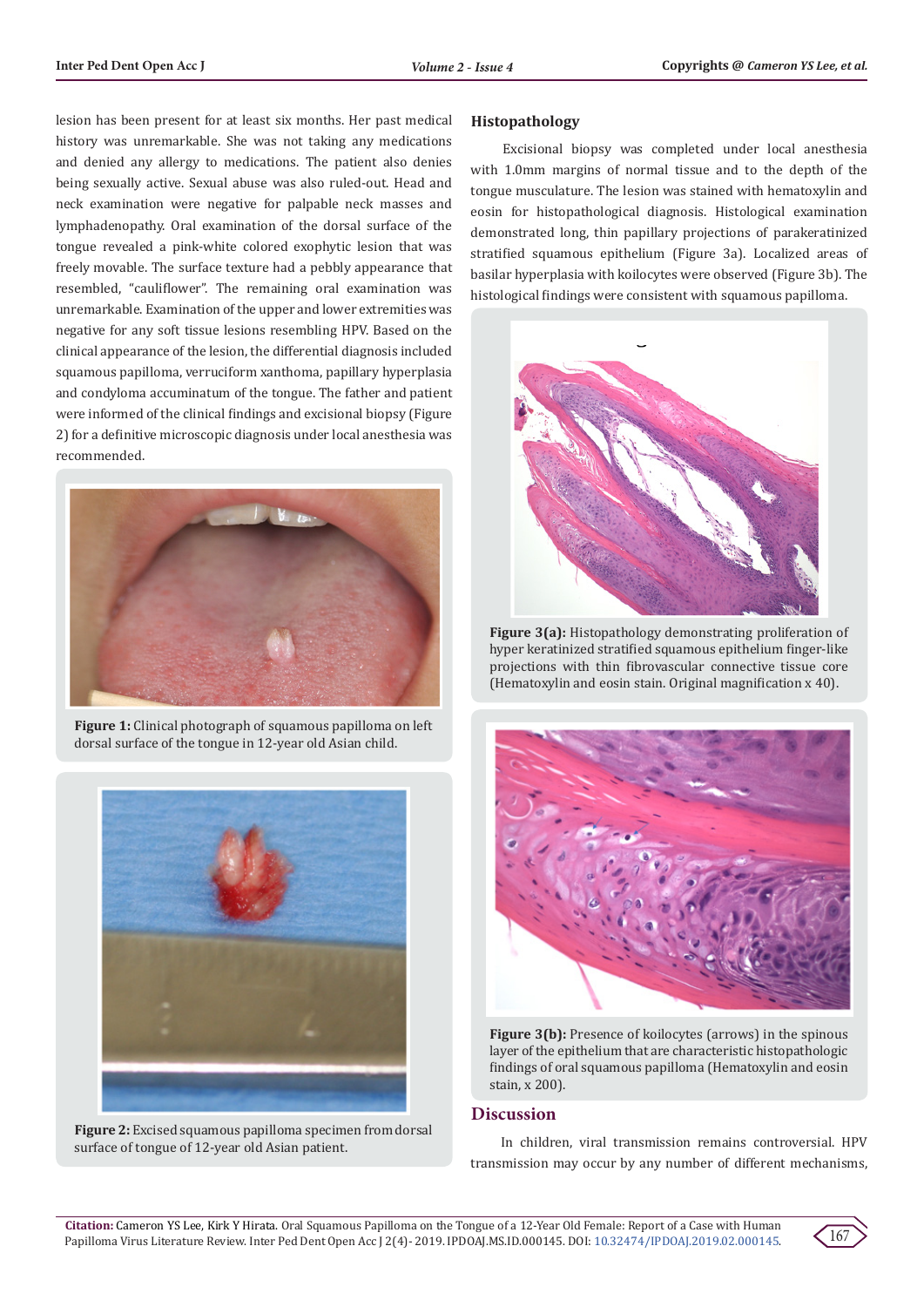lesion has been present for at least six months. Her past medical history was unremarkable. She was not taking any medications and denied any allergy to medications. The patient also denies being sexually active. Sexual abuse was also ruled-out. Head and neck examination were negative for palpable neck masses and lymphadenopathy. Oral examination of the dorsal surface of the tongue revealed a pink-white colored exophytic lesion that was freely movable. The surface texture had a pebbly appearance that resembled, "cauliflower". The remaining oral examination was unremarkable. Examination of the upper and lower extremities was negative for any soft tissue lesions resembling HPV. Based on the clinical appearance of the lesion, the differential diagnosis included squamous papilloma, verruciform xanthoma, papillary hyperplasia and condyloma accuminatum of the tongue. The father and patient were informed of the clinical findings and excisional biopsy (Figure 2) for a definitive microscopic diagnosis under local anesthesia was recommended.

**Figure 1:** Clinical photograph of squamous papilloma on left dorsal surface of the tongue in 12-year old Asian child.

**Figure 2:** Excised squamous papilloma specimen from dorsal surface of tongue of 12-year old Asian patient.

## Histopathology

Excisional biopsy was completed under local anesthesia with 1.0mm margins of normal tissue and to the depth of the tongue musculature. The lesion was stained with hematoxylin and eosin for histopathological diagnosis. Histological examination demonstrated long, thin papillary projections of parakeratinized stratified squamous epithelium (Figure 3a). Localized areas of basilar hyperplasia with koilocytes were observed (Figure 3b). The histological findings were consistent with squamous papilloma.

**Figure 3(a):** Histopathology demonstrating proliferation of hyper keratinized stratified squamous epithelium finger-like projections with thin fibrovascular connective tissue core (Hematoxylin and eosin stain. Original magnification x 40).

**Figure 3(b):** Presence of koilocytes (arrows) in the spinous layer of the epithelium that are characteristic histopathologic findings of oral squamous papilloma (Hematoxylin and eosin stain, x 200).

## Discussion

In children, viral transmission remains controversial. HPV transmission may occur by any number of different mechanisms,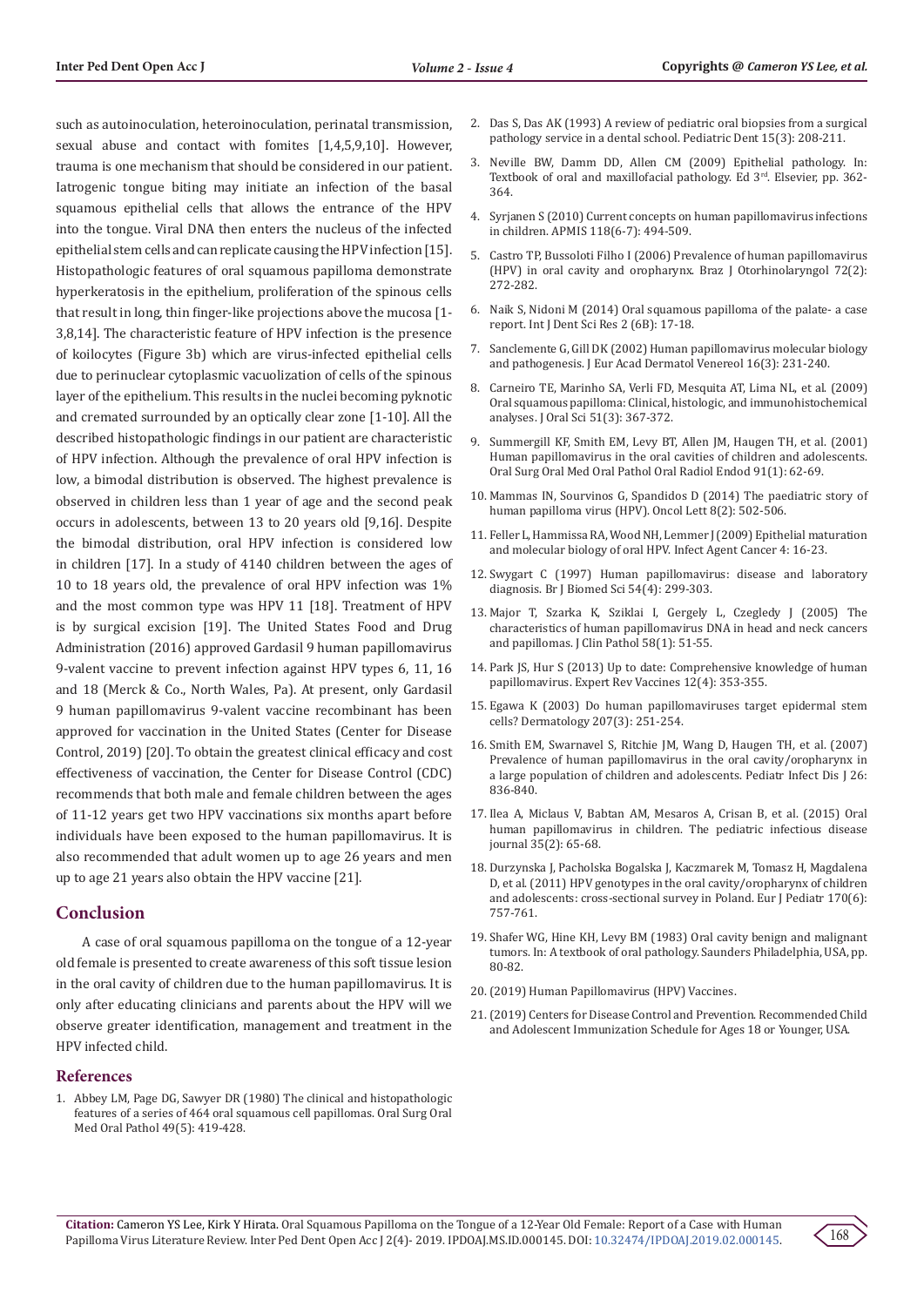such as autoinoculation, heteroinoculation, perinatal transmission, sexual abuse and contact with fomites [1,4,5,9,10]. However, trauma is one mechanism that should be considered in our patient. Iatrogenic tongue biting may initiate an infection of the basal squamous epithelial cells that allows the entrance of the HPV into the tongue. Viral DNA then enters the nucleus of the infected epithelial stem cells and can replicate causing the HPV infection [15]. Histopathologic features of oral squamous papilloma demonstrate hyperkeratosis in the epithelium, proliferation of the spinous cells that result in long, thin finger-like projections above the mucosa [1-3,8,14]. The characteristic feature of HPV infection is the presence of koilocytes (Figure 3b) which are virus-infected epithelial cells due to perinuclear cytoplasmic vacuolization of cells of the spinous layer of the epithelium. This results in the nuclei becoming pyknotic and cremated surrounded by an optically clear zone [1-10]. All the described histopathologic findings in our patient are characteristic of HPV infection. Although the prevalence of oral HPV infection is low, a bimodal distribution is observed. The highest prevalence is observed in children less than 1 year of age and the second peak occurs in adolescents, between 13 to 20 years old [9,16]. Despite the bimodal distribution, oral HPV infection is considered low in children [17]. In a study of 4140 children between the ages of 10 to 18 years old, the prevalence of oral HPV infection was 1% and the most common type was HPV 11 [18]. Treatment of HPV is by surgical excision [19]. The United States Food and Drug Administration (2016) approved Gardasil 9 human papillomavirus 9-valent vaccine to prevent infection against HPV types 6, 11, 16 and 18 (Merck & Co., North Wales, Pa). At present, only Gardasil 9 human papillomavirus 9-valent vaccine recombinant has been approved for vaccination in the United States (Center for Disease Control, 2019) [20]. To obtain the greatest clinical efficacy and cost effectiveness of vaccination, the Center for Disease Control (CDC) recommends that both male and female children between the ages of 11-12 years get two HPV vaccinations six months apart before individuals have been exposed to the human papillomavirus. It is also recommended that adult women up to age 26 years and men up to age 21 years also obtain the HPV vaccine [21].

## Conclusion

A case of oral squamous papilloma on the tongue of a 12-year old female is presented to create awareness of this soft tissue lesion in the oral cavity of children due to the human papillomavirus. It is only after educating clinicians and parents about the HPV will we observe greater identification, management and treatment in the HPV infected child.

## References

1. Abbey LM, Page DG, Sawyer DR (1980) The clinical and histopathologic features of a series of 464 oral squamous cell papillomas. Oral Surg Oral Med Oral Pathol 49(5): 419-428.
2. Das S, Das AK (1993) A review of pediatric oral biopsies from a surgical pathology service in a dental school. Pediatric Dent 15(3): 208-211.
3. Neville BW, Damm DD, Allen CM (2009) Epithelial pathology. In: Textbook of oral and maxillofacial pathology. Ed 3rd. Elsevier, pp. 362-364.
4. Syrjanen S (2010) Current concepts on human papillomavirus infections in children. APMIS 118(6-7): 494-509.
5. Castro TP, Bussoloti Filho I (2006) Prevalence of human papillomavirus (HPV) in oral cavity and oropharynx. Braz J Otorhinolaryngol 72(2): 272-282.
6. Naik S, Nidoni M (2014) Oral squamous papilloma of the palate- a case report. Int J Dent Sci Res 2 (6B): 17-18.
7. Sanclemente G, Gill DK (2002) Human papillomavirus molecular biology and pathogenesis. J Eur Acad Dermatol Venereol 16(3): 231-240.
8. Carneiro TE, Marinho SA, Verli FD, Mesquita AT, Lima NL, et al. (2009) Oral squamous papilloma: Clinical, histologic, and immunohistochemical analyses. J Oral Sci 51(3): 367-372.
9. Summergill KF, Smith EM, Levy BT, Allen JM, Haugen TH, et al. (2001) Human papillomavirus in the oral cavities of children and adolescents. Oral Surg Oral Med Oral Pathol Oral Radiol Endod 91(1): 62-69.
10. Mammas IN, Sourvinos G, Spandidos D (2014) The paediatric story of human papilloma virus (HPV). Oncol Lett 8(2): 502-506.
11. Feller L, Hammissa RA, Wood NH, Lemmer J (2009) Epithelial maturation and molecular biology of oral HPV. Infect Agent Cancer 4: 16-23.
12. Swygart C (1997) Human papillomavirus: disease and laboratory diagnosis. Br J Biomed Sci 54(4): 299-303.
13. Major T, Szarka K, Sziklai I, Gergely L, Czegledy J (2005) The characteristics of human papillomavirus DNA in head and neck cancers and papillomas. J Clin Pathol 58(1): 51-55.
14. Park JS, Hur S (2013) Up to date: Comprehensive knowledge of human papillomavirus. Expert Rev Vaccines 12(4): 353-355.
15. Egawa K (2003) Do human papillomaviruses target epidermal stem cells? Dermatology 207(3): 251-254.
16. Smith EM, Swarnavel S, Ritchie JM, Wang D, Haugen TH, et al. (2007) Prevalence of human papillomavirus in the oral cavity/oropharynx in a large population of children and adolescents. Pediatr Infect Dis J 26: 836-840.
17. Ilea A, Miclaus V, Babtan AM, Mesaros A, Crisan B, et al. (2015) Oral human papillomavirus in children. The pediatric infectious disease journal 35(2): 65-68.
18. Durzynska J, Pacholska Bogalska J, Kaczmarek M, Tomasz H, Magdalena D, et al. (2011) HPV genotypes in the oral cavity/oropharynx of children and adolescents: cross-sectional survey in Poland. Eur J Pediatr 170(6): 757-761.
19. Shafer WG, Hine KH, Levy BM (1983) Oral cavity benign and malignant tumors. In: A textbook of oral pathology. Saunders Philadelphia, USA, pp. 80-82.
20. (2019) Human Papillomavirus (HPV) Vaccines.
21. (2019) Centers for Disease Control and Prevention. Recommended Child and Adolescent Immunization Schedule for Ages 18 or Younger, USA.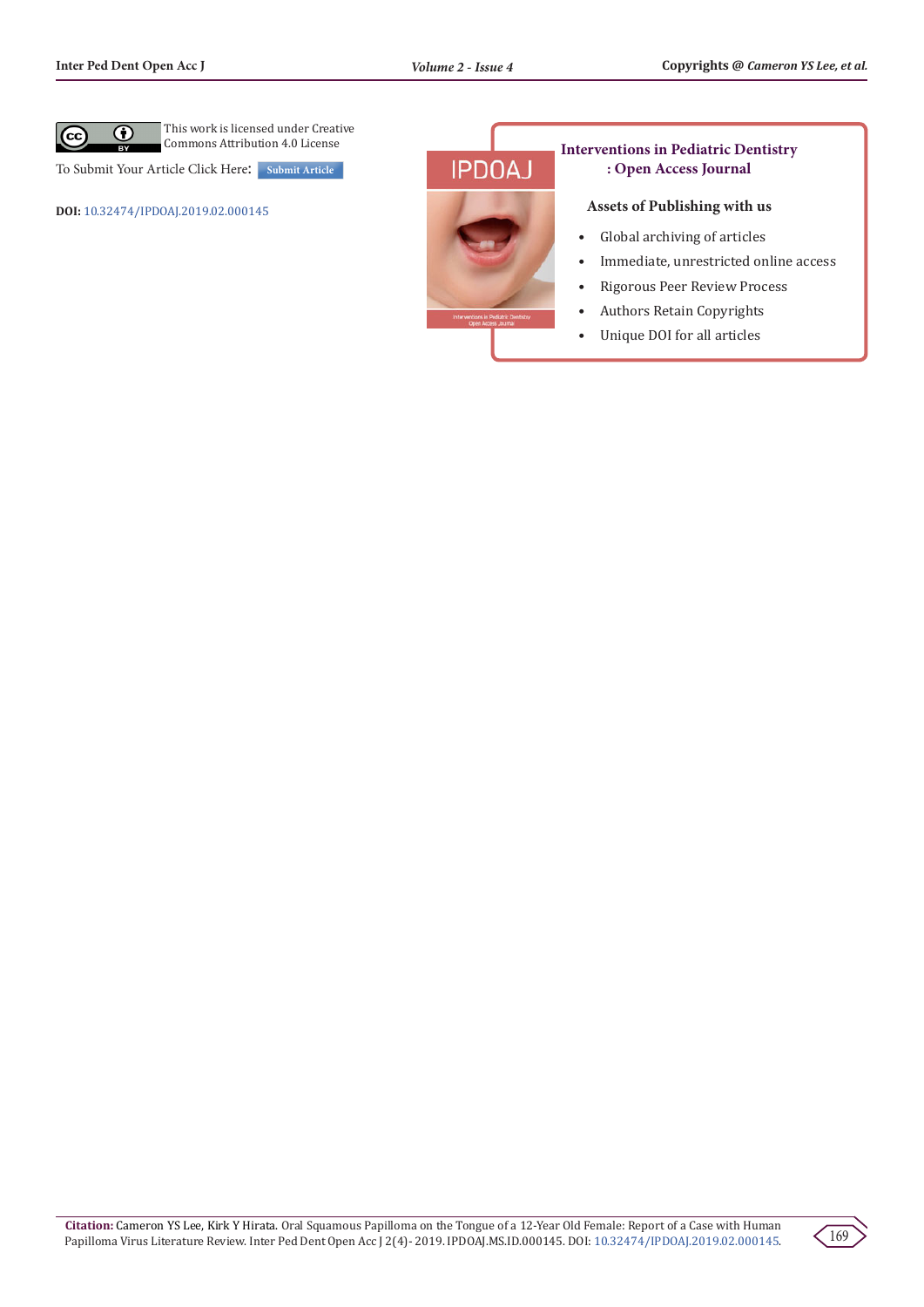This work is licensed under Creative Commons Attribution 4.0 License

To Submit Your Article Click Here: Submit Article

**DOI:** 10.32474/IPDOAJ.2019.02.000145

IPDOAJ

**Interventions in Pediatric Dentistry : Open Access Journal**

**Assets of Publishing with us**

- Global archiving of articles
- Immediate, unrestricted online access
- Rigorous Peer Review Process
- Authors Retain Copyrights
- Unique DOI for all articles

**Citation:** Cameron YS Lee, Kirk Y Hirata. Oral Squamous Papilloma on the Tongue of a 12-Year Old Female: Report of a Case with Human Papilloma Virus Literature Review. Inter Ped Dent Open Acc J 2(4)- 2019. IPDOAJ.MS.ID.000145. DOI: 10.32474/IPDOAJ.2019.02.000145.